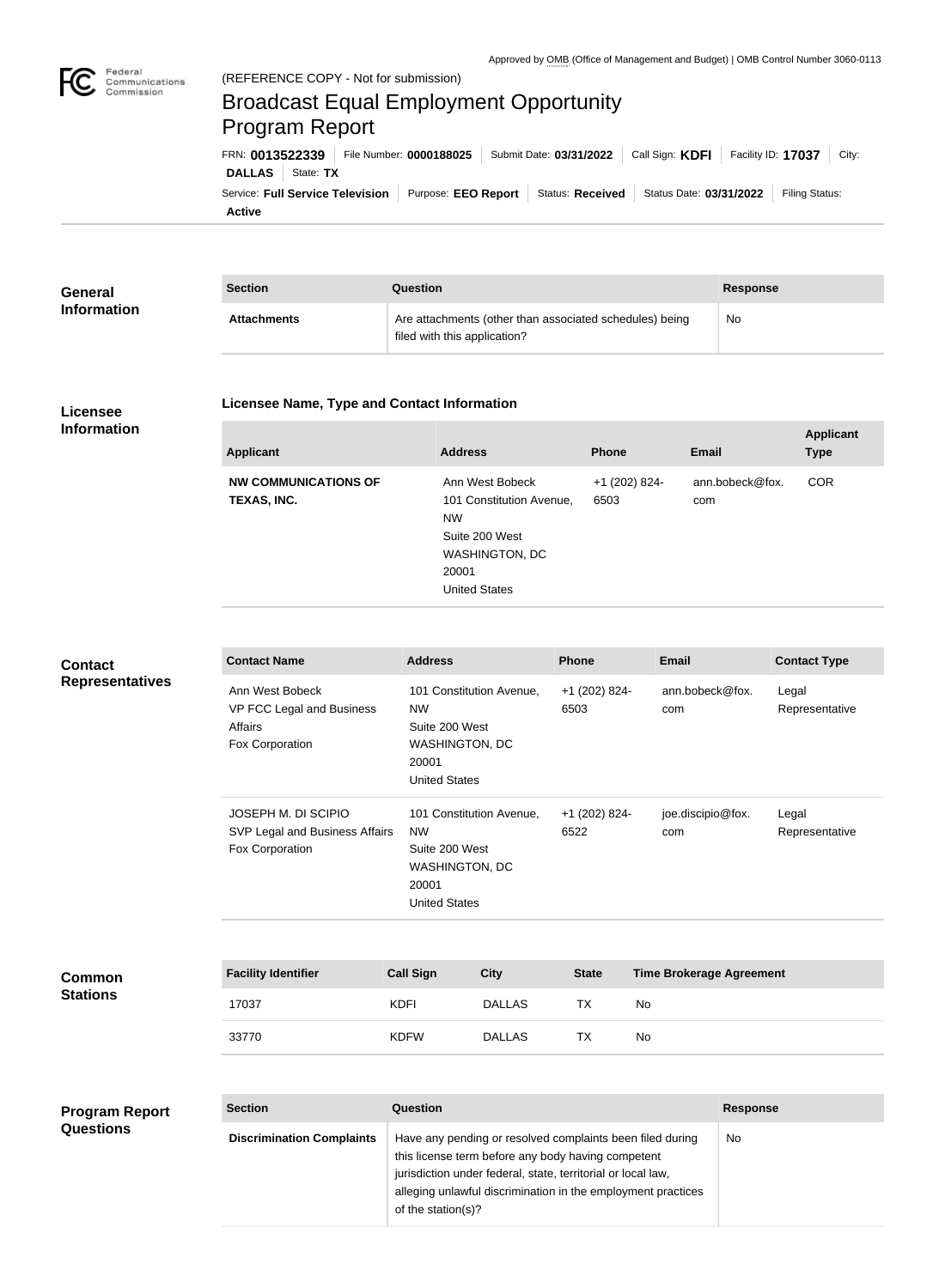Approved by OMB (Office of Management and Budget) | OMB Control Number 3060-0113

(REFERENCE COPY - Not for submission)

# Broadcast Equal Employment Opportunity Program Report

FRN: **0013522339** | File Number: **0000188025** | Submit Date: **03/31/2022** | Call Sign: **KDFI** | Facility ID: **17037** | City: **DALLAS** | State: **TX**

Service: **Full Service Television** | Purpose: **EEO Report** | Status: **Received** | Status Date: **03/31/2022** | Filing Status: **Active**

## General Information

| Section | Question | Response |
| --- | --- | --- |
| Attachments | Are attachments (other than associated schedules) being filed with this application? | No |

## Licensee Information

### Licensee Name, Type and Contact Information

| Applicant | Address | Phone | Email | Applicant Type |
| --- | --- | --- | --- | --- |
| NW COMMUNICATIONS OF TEXAS, INC. | Ann West Bobeck<br>101 Constitution Avenue, NW<br>Suite 200 West<br>WASHINGTON, DC 20001<br>United States | +1 (202) 824-6503 | ann.bobeck@fox.com | COR |

## Contact Representatives

| Contact Name | Address | Phone | Email | Contact Type |
| --- | --- | --- | --- | --- |
| Ann West Bobeck<br>VP FCC Legal and Business Affairs<br>Fox Corporation | 101 Constitution Avenue, NW<br>Suite 200 West<br>WASHINGTON, DC 20001<br>United States | +1 (202) 824-6503 | ann.bobeck@fox.com | Legal Representative |
| JOSEPH M. DI SCIPIO<br>SVP Legal and Business Affairs<br>Fox Corporation | 101 Constitution Avenue, NW<br>Suite 200 West<br>WASHINGTON, DC 20001<br>United States | +1 (202) 824-6522 | joe.discipio@fox.com | Legal Representative |

## Common Stations

| Facility Identifier | Call Sign | City | State | Time Brokerage Agreement |
| --- | --- | --- | --- | --- |
| 17037 | KDFI | DALLAS | TX | No |
| 33770 | KDFW | DALLAS | TX | No |

## Program Report Questions

| Section | Question | Response |
| --- | --- | --- |
| Discrimination Complaints | Have any pending or resolved complaints been filed during this license term before any body having competent jurisdiction under federal, state, territorial or local law, alleging unlawful discrimination in the employment practices of the station(s)? | No |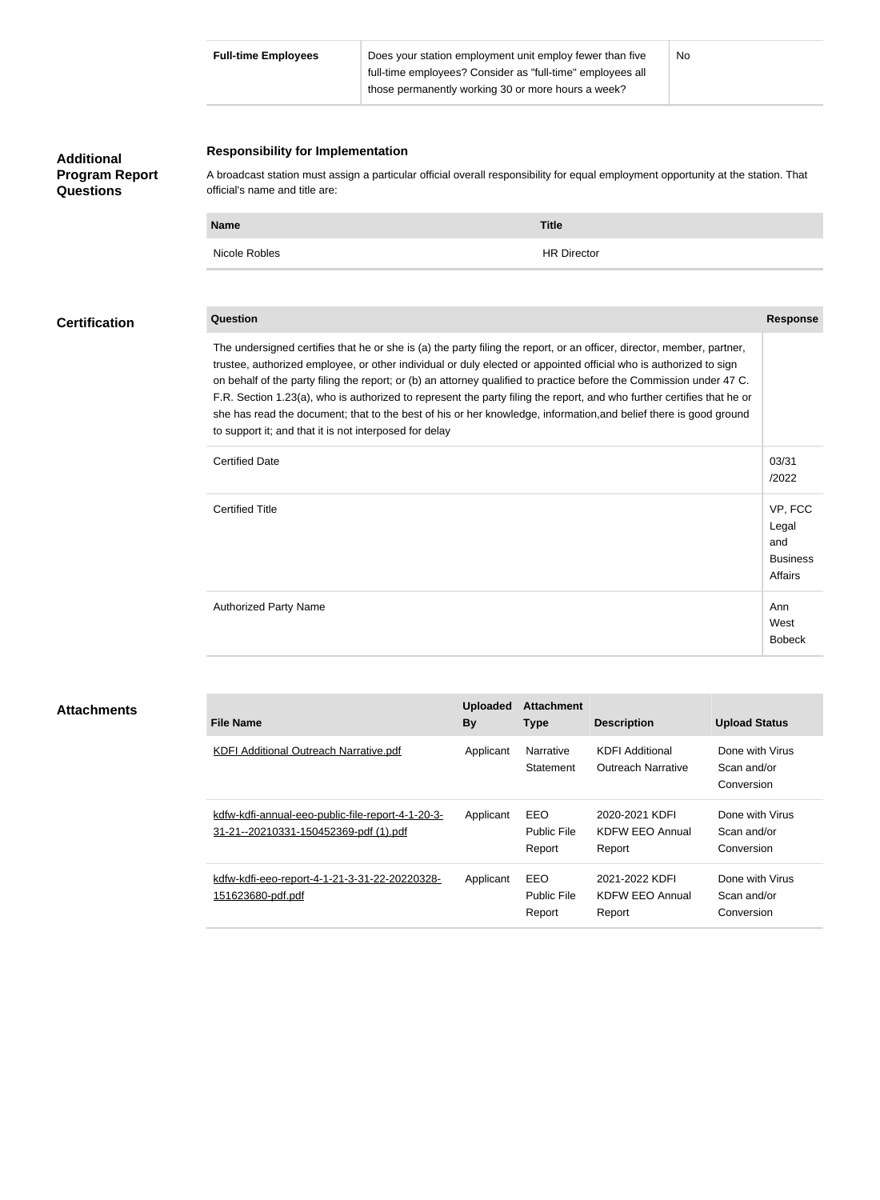| | | |
|---|---|---|
| **Full-time Employees** | Does your station employment unit employ fewer than five full-time employees? Consider as "full-time" employees all those permanently working 30 or more hours a week? | No |

## Additional Program Report Questions

### Responsibility for Implementation

A broadcast station must assign a particular official overall responsibility for equal employment opportunity at the station. That official's name and title are:

| Name | Title |
|---|---|
| Nicole Robles | HR Director |

## Certification

| Question | Response |
|---|---|
| The undersigned certifies that he or she is (a) the party filing the report, or an officer, director, member, partner, trustee, authorized employee, or other individual or duly elected or appointed official who is authorized to sign on behalf of the party filing the report; or (b) an attorney qualified to practice before the Commission under 47 C. F.R. Section 1.23(a), who is authorized to represent the party filing the report, and who further certifies that he or she has read the document; that to the best of his or her knowledge, information,and belief there is good ground to support it; and that it is not interposed for delay | |
| Certified Date | 03/31/2022 |
| Certified Title | VP, FCC Legal and Business Affairs |
| Authorized Party Name | Ann West Bobeck |

## Attachments

| File Name | Uploaded By | Attachment Type | Description | Upload Status |
|---|---|---|---|---|
| KDFI Additional Outreach Narrative.pdf | Applicant | Narrative Statement | KDFI Additional Outreach Narrative | Done with Virus Scan and/or Conversion |
| kdfw-kdfi-annual-eeo-public-file-report-4-1-20-3-31-21--20210331-150452369-pdf (1).pdf | Applicant | EEO Public File Report | 2020-2021 KDFI KDFW EEO Annual Report | Done with Virus Scan and/or Conversion |
| kdfw-kdfi-eeo-report-4-1-21-3-31-22-20220328-151623680-pdf.pdf | Applicant | EEO Public File Report | 2021-2022 KDFI KDFW EEO Annual Report | Done with Virus Scan and/or Conversion |